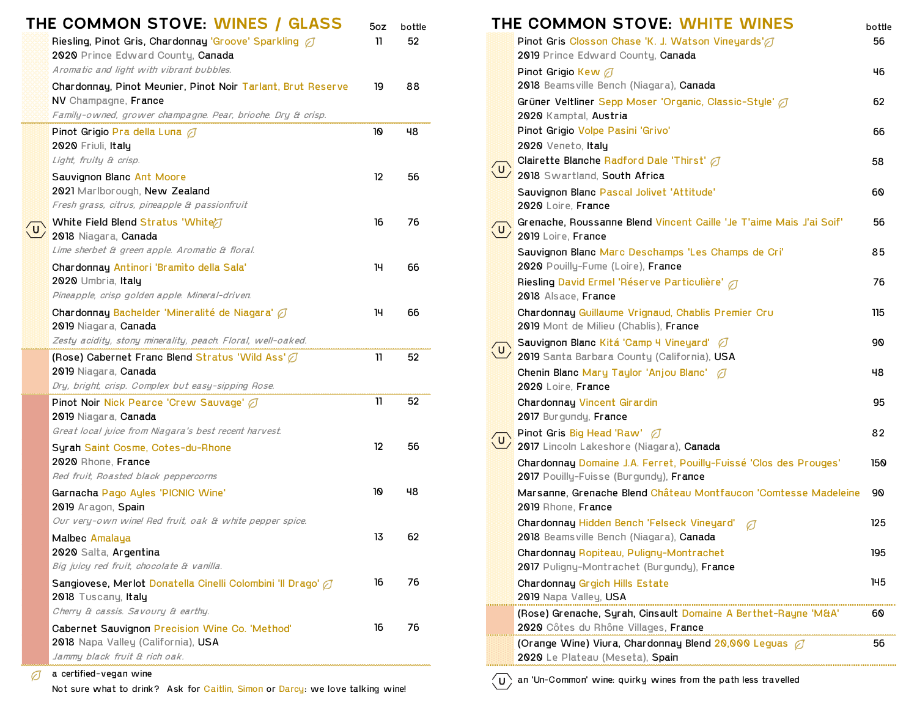# THE COMMON STOVE: WINES / GLASS

| Wine | 5oz | bottle |
|---|---|---|
| Riesling, Pinot Gris, Chardonnay 'Groove' Sparkling (vegan)<br>2020 Prince Edward County, Canada<br>*Aromatic and light with vibrant bubbles.* | 11 | 52 |
| Chardonnay, Pinot Meunier, Pinot Noir Tarlant, Brut Reserve<br>NV Champagne, France<br>*Family-owned, grower champagne. Pear, brioche. Dry & crisp.* | 19 | 88 |
| Pinot Grigio Pra della Luna (vegan)<br>2020 Friuli, Italy<br>*Light, fruity & crisp.* | 10 | 48 |
| Sauvignon Blanc Ant Moore<br>2021 Marlborough, New Zealand<br>*Fresh grass, citrus, pineapple & passionfruit* | 12 | 56 |
| (U) White Field Blend Stratus 'White' (vegan)<br>2018 Niagara, Canada<br>*Lime sherbet & green apple. Aromatic & floral.* | 16 | 76 |
| Chardonnay Antinori 'Bramìto della Sala'<br>2020 Umbria, Italy<br>*Pineapple, crisp golden apple. Mineral-driven.* | 14 | 66 |
| Chardonnay Bachelder 'Mineralité de Niagara' (vegan)<br>2019 Niagara, Canada<br>*Zesty acidity, stony minerality, peach. Floral, well-oaked.* | 14 | 66 |
| (Rose) Cabernet Franc Blend Stratus 'Wild Ass' (vegan)<br>2019 Niagara, Canada<br>*Dry, bright, crisp. Complex but easy-sipping Rose.* | 11 | 52 |
| Pinot Noir Nick Pearce 'Crew Sauvage' (vegan)<br>2019 Niagara, Canada<br>*Great local juice from Niagara's best recent harvest.* | 11 | 52 |
| Syrah Saint Cosme, Cotes-du-Rhone<br>2020 Rhone, France<br>*Red fruit, Roasted black peppercorns* | 12 | 56 |
| Garnacha Pago Ayles 'PICNIC Wine'<br>2019 Aragon, Spain<br>*Our very-own wine! Red fruit, oak & white pepper spice.* | 10 | 48 |
| Malbec Amalaya<br>2020 Salta, Argentina<br>*Big juicy red fruit, chocolate & vanilla.* | 13 | 62 |
| Sangiovese, Merlot Donatella Cinelli Colombini 'Il Drago' (vegan)<br>2018 Tuscany, Italy<br>*Cherry & cassis. Savoury & earthy.* | 16 | 76 |
| Cabernet Sauvignon Precision Wine Co. 'Method'<br>2018 Napa Valley (California), USA<br>*Jammy black fruit & rich oak.* | 16 | 76 |

(vegan) a certified-vegan wine

Not sure what to drink? Ask for Caitlin, Simon or Darcy: we love talking wine!

# THE COMMON STOVE: WHITE WINES

| Wine | bottle |
|---|---|
| Pinot Gris Closson Chase 'K. J. Watson Vineyards' (vegan)<br>2019 Prince Edward County, Canada | 56 |
| Pinot Grigio Kew (vegan)<br>2018 Beamsville Bench (Niagara), Canada | 46 |
| Grüner Veltliner Sepp Moser 'Organic, Classic-Style' (vegan)<br>2020 Kamptal, Austria | 62 |
| Pinot Grigio Volpe Pasini 'Grivo'<br>2020 Veneto, Italy | 66 |
| (U) Clairette Blanche Radford Dale 'Thirst' (vegan)<br>2018 Swartland, South Africa | 58 |
| Sauvignon Blanc Pascal Jolivet 'Attitude'<br>2020 Loire, France | 60 |
| (U) Grenache, Roussanne Blend Vincent Caille 'Je T'aime Mais J'ai Soif'<br>2019 Loire, France | 56 |
| Sauvignon Blanc Marc Deschamps 'Les Champs de Cri'<br>2020 Pouilly-Fume (Loire), France | 85 |
| Riesling David Ermel 'Réserve Particulière' (vegan)<br>2018 Alsace, France | 76 |
| Chardonnay Guillaume Vrignaud, Chablis Premier Cru<br>2019 Mont de Milieu (Chablis), France | 115 |
| (U) Sauvignon Blanc Kitá 'Camp 4 Vineyard' (vegan)<br>2019 Santa Barbara County (California), USA | 90 |
| Chenin Blanc Mary Taylor 'Anjou Blanc' (vegan)<br>2020 Loire, France | 48 |
| Chardonnay Vincent Girardin<br>2017 Burgundy, France | 95 |
| (U) Pinot Gris Big Head 'Raw' (vegan)<br>2017 Lincoln Lakeshore (Niagara), Canada | 82 |
| Chardonnay Domaine J.A. Ferret, Pouilly-Fuissé 'Clos des Prouges'<br>2017 Pouilly-Fuisse (Burgundy), France | 150 |
| Marsanne, Grenache Blend Château Montfaucon 'Comtesse Madeleine<br>2019 Rhone, France | 90 |
| Chardonnay Hidden Bench 'Felseck Vineyard' (vegan)<br>2018 Beamsville Bench (Niagara), Canada | 125 |
| Chardonnay Ropiteau, Puligny-Montrachet<br>2017 Puligny-Montrachet (Burgundy), France | 195 |
| Chardonnay Grgich Hills Estate<br>2019 Napa Valley, USA | 145 |
| (Rose) Grenache, Syrah, Cinsault Domaine A Berthet-Rayne 'M&A'<br>2020 Côtes du Rhône Villages, France | 60 |
| (Orange Wine) Viura, Chardonnay Blend 20,000 Leguas (vegan)<br>2020 Le Plateau (Meseta), Spain | 56 |

(U) an 'Un-Common' wine: quirky wines from the path less travelled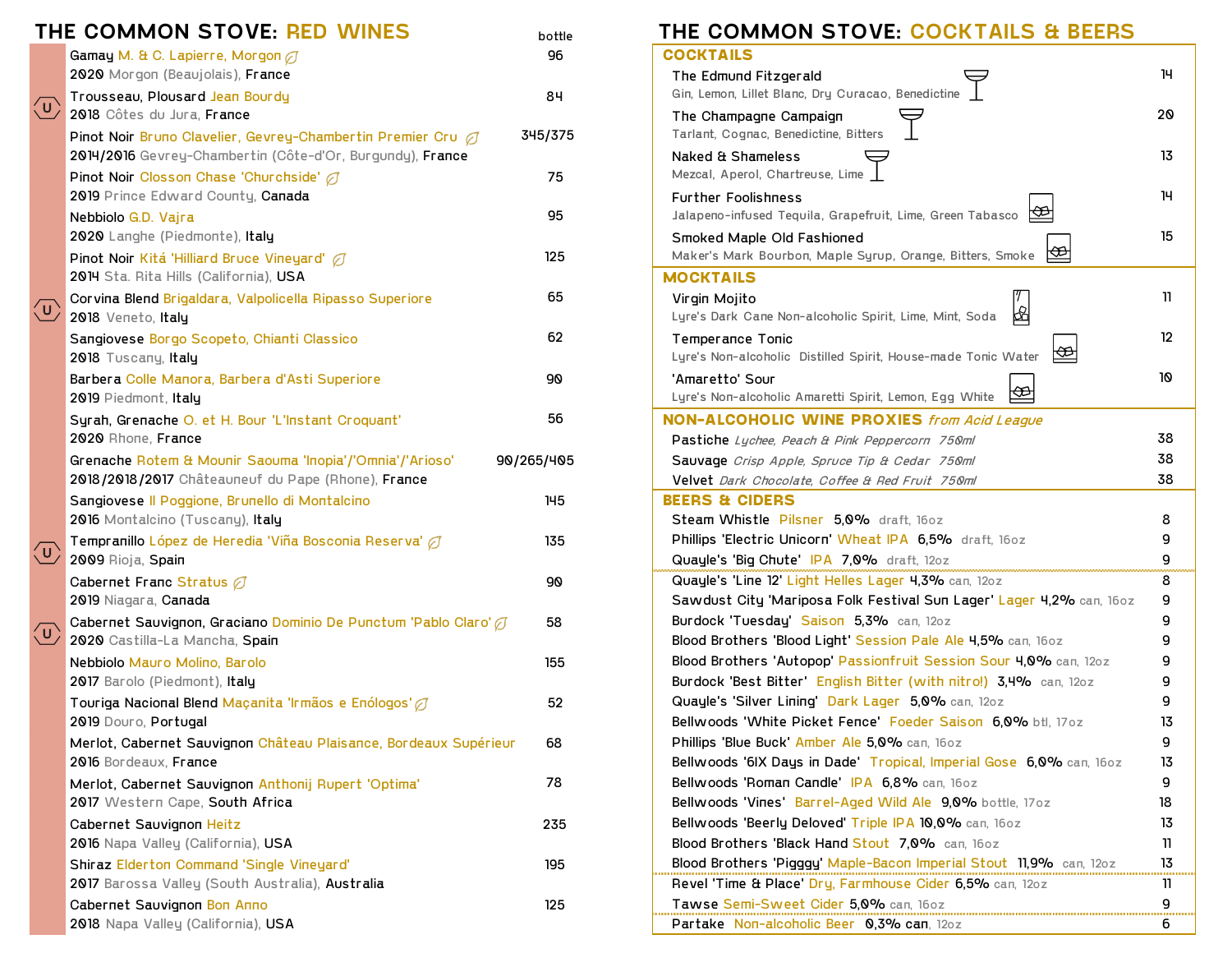# THE COMMON STOVE: RED WINES

| | | bottle |
|---|---|---|
| | Gamay M. & C. Lapierre, Morgon<br>2020 Morgon (Beaujolais), France | 96 |
| (U) | Trousseau, Ploursard Jean Bourdy<br>2018 Côtes du Jura, France | 84 |
| | Pinot Noir Bruno Clavelier, Gevrey-Chambertin Premier Cru<br>2014/2016 Gevrey-Chambertin (Côte-d'Or, Burgundy), France | 345/375 |
| | Pinot Noir Closson Chase 'Churchside'<br>2019 Prince Edward County, Canada | 75 |
| | Nebbiolo G.D. Vajra<br>2020 Langhe (Piedmonte), Italy | 95 |
| | Pinot Noir Kitá 'Hilliard Bruce Vineyard'<br>2014 Sta. Rita Hills (California), USA | 125 |
| (U) | Corvina Blend Brigaldara, Valpolicella Ripasso Superiore<br>2018 Veneto, Italy | 65 |
| | Sangiovese Borgo Scopeto, Chianti Classico<br>2018 Tuscany, Italy | 62 |
| | Barbera Colle Manora, Barbera d'Asti Superiore<br>2019 Piedmont, Italy | 90 |
| | Syrah, Grenache O. et H. Bour 'L'Instant Croquant'<br>2020 Rhone, France | 56 |
| | Grenache Rotem & Mounir Saouma 'Inopia'/'Omnia'/'Arioso'<br>2018/2018/2017 Châteauneuf du Pape (Rhone), France | 90/265/405 |
| | Sangiovese Il Poggione, Brunello di Montalcino<br>2016 Montalcino (Tuscany), Italy | 145 |
| (U) | Tempranillo López de Heredia 'Viña Bosconia Reserva'<br>2009 Rioja, Spain | 135 |
| | Cabernet Franc Stratus<br>2019 Niagara, Canada | 90 |
| (U) | Cabernet Sauvignon, Graciano Dominio De Punctum 'Pablo Claro'<br>2020 Castilla-La Mancha, Spain | 58 |
| | Nebbiolo Mauro Molino, Barolo<br>2017 Barolo (Piedmont), Italy | 155 |
| | Touriga Nacional Blend Maçanita 'Irmãos e Enólogos'<br>2019 Douro, Portugal | 52 |
| | Merlot, Cabernet Sauvignon Château Plaisance, Bordeaux Supérieur<br>2016 Bordeaux, France | 68 |
| | Merlot, Cabernet Sauvignon Anthonij Rupert 'Optima'<br>2017 Western Cape, South Africa | 78 |
| | Cabernet Sauvignon Heitz<br>2016 Napa Valley (California), USA | 235 |
| | Shiraz Elderton Command 'Single Vineyard'<br>2017 Barossa Valley (South Australia), Australia | 195 |
| | Cabernet Sauvignon Bon Anno<br>2018 Napa Valley (California), USA | 125 |

# THE COMMON STOVE: COCKTAILS & BEERS

## COCKTAILS

| | |
|---|---|
| The Edmund Fitzgerald<br>Gin, Lemon, Lillet Blanc, Dry Curacao, Benedictine | 14 |
| The Champagne Campaign<br>Tarlant, Cognac, Benedictine, Bitters | 20 |
| Naked & Shameless<br>Mezcal, Aperol, Chartreuse, Lime | 13 |
| Further Foolishness<br>Jalapeno-infused Tequila, Grapefruit, Lime, Green Tabasco | 14 |
| Smoked Maple Old Fashioned<br>Maker's Mark Bourbon, Maple Syrup, Orange, Bitters, Smoke | 15 |

## MOCKTAILS

| | |
|---|---|
| Virgin Mojito<br>Lyre's Dark Cane Non-alcoholic Spirit, Lime, Mint, Soda | 11 |
| Temperance Tonic<br>Lyre's Non-alcoholic Distilled Spirit, House-made Tonic Water | 12 |
| 'Amaretto' Sour<br>Lyre's Non-alcoholic Amaretti Spirit, Lemon, Egg White | 10 |

## NON-ALCOHOLIC WINE PROXIES *from Acid League*

| | |
|---|---|
| Pastiche *Lychee, Peach & Pink Peppercorn 750ml* | 38 |
| Sauvage *Crisp Apple, Spruce Tip & Cedar 750ml* | 38 |
| Velvet *Dark Chocolate, Coffee & Red Fruit 750ml* | 38 |

## BEERS & CIDERS

| | |
|---|---|
| Steam Whistle Pilsner 5,0% draft, 16oz | 8 |
| Phillips 'Electric Unicorn' Wheat IPA 6,5% draft, 16oz | 9 |
| Quayle's 'Big Chute' IPA 7,0% draft, 12oz | 9 |
| Quayle's 'Line 12' Light Helles Lager 4,3% can, 12oz | 8 |
| Sawdust City 'Mariposa Folk Festival Sun Lager' Lager 4,2% can, 16oz | 9 |
| Burdock 'Tuesday' Saison 5,3% can, 12oz | 9 |
| Blood Brothers 'Blood Light' Session Pale Ale 4,5% can, 16oz | 9 |
| Blood Brothers 'Autopop' Passionfruit Session Sour 4,0% can, 12oz | 9 |
| Burdock 'Best Bitter' English Bitter (with nitro!) 3,4% can, 12oz | 9 |
| Quayle's 'Silver Lining' Dark Lager 5,0% can, 12oz | 9 |
| Bellwoods 'White Picket Fence' Foeder Saison 6,0% btl, 17oz | 13 |
| Phillips 'Blue Buck' Amber Ale 5,0% can, 16oz | 9 |
| Bellwoods '6IX Days in Dade' Tropical, Imperial Gose 6,0% can, 16oz | 13 |
| Bellwoods 'Roman Candle' IPA 6,8% can, 16oz | 9 |
| Bellwoods 'Vines' Barrel-Aged Wild Ale 9,0% bottle, 17oz | 18 |
| Bellwoods 'Beerly Deloved' Triple IPA 10,0% can, 16oz | 13 |
| Blood Brothers 'Black Hand Stout 7,0% can, 16oz | 11 |
| Blood Brothers 'Pigggy' Maple-Bacon Imperial Stout 11,9% can, 12oz | 13 |
| Revel 'Time & Place' Dry, Farmhouse Cider 6,5% can, 12oz | 11 |
| Tawse Semi-Sweet Cider 5,0% can, 16oz | 9 |
| Partake Non-alcoholic Beer 0,3% can, 12oz | 6 |